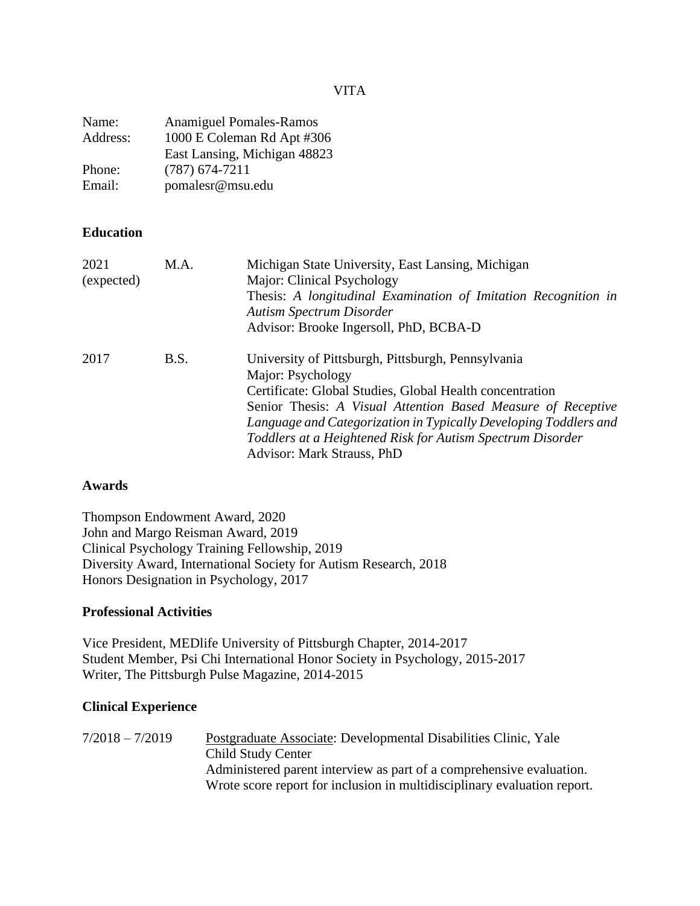# VITA

| | |
|---|---|
| Name: | Anamiguel Pomales-Ramos |
| Address: | 1000 E Coleman Rd Apt #306<br>East Lansing, Michigan 48823 |
| Phone: | (787) 674-7211 |
| Email: | pomalesr@msu.edu |

## Education

| | | |
|---|---|---|
| 2021 (expected) | M.A. | Michigan State University, East Lansing, Michigan<br>Major: Clinical Psychology<br>Thesis: *A longitudinal Examination of Imitation Recognition in Autism Spectrum Disorder*<br>Advisor: Brooke Ingersoll, PhD, BCBA-D |
| 2017 | B.S. | University of Pittsburgh, Pittsburgh, Pennsylvania<br>Major: Psychology<br>Certificate: Global Studies, Global Health concentration<br>Senior Thesis: *A Visual Attention Based Measure of Receptive Language and Categorization in Typically Developing Toddlers and Toddlers at a Heightened Risk for Autism Spectrum Disorder*<br>Advisor: Mark Strauss, PhD |

## Awards

Thompson Endowment Award, 2020
John and Margo Reisman Award, 2019
Clinical Psychology Training Fellowship, 2019
Diversity Award, International Society for Autism Research, 2018
Honors Designation in Psychology, 2017

## Professional Activities

Vice President, MEDlife University of Pittsburgh Chapter, 2014-2017
Student Member, Psi Chi International Honor Society in Psychology, 2015-2017
Writer, The Pittsburgh Pulse Magazine, 2014-2015

## Clinical Experience

| | |
|---|---|
| 7/2018 – 7/2019 | Postgraduate Associate: Developmental Disabilities Clinic, Yale Child Study Center<br>Administered parent interview as part of a comprehensive evaluation.<br>Wrote score report for inclusion in multidisciplinary evaluation report. |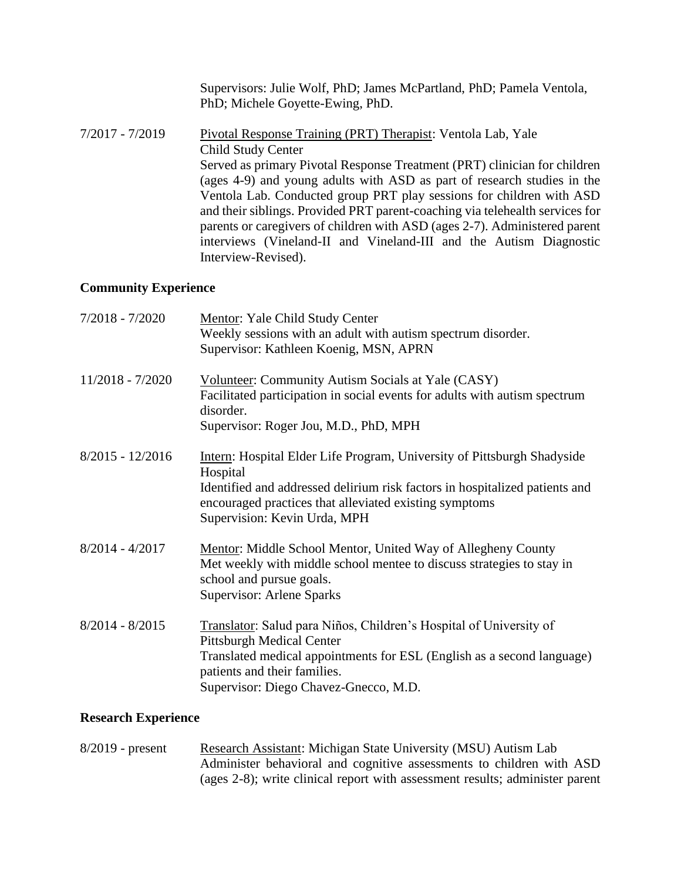Supervisors: Julie Wolf, PhD; James McPartland, PhD; Pamela Ventola, PhD; Michele Goyette-Ewing, PhD.

7/2017 - 7/2019 Pivotal Response Training (PRT) Therapist: Ventola Lab, Yale Child Study Center
Served as primary Pivotal Response Treatment (PRT) clinician for children (ages 4-9) and young adults with ASD as part of research studies in the Ventola Lab. Conducted group PRT play sessions for children with ASD and their siblings. Provided PRT parent-coaching via telehealth services for parents or caregivers of children with ASD (ages 2-7). Administered parent interviews (Vineland-II and Vineland-III and the Autism Diagnostic Interview-Revised).

## Community Experience

7/2018 - 7/2020 Mentor: Yale Child Study Center
Weekly sessions with an adult with autism spectrum disorder.
Supervisor: Kathleen Koenig, MSN, APRN

11/2018 - 7/2020 Volunteer: Community Autism Socials at Yale (CASY)
Facilitated participation in social events for adults with autism spectrum disorder.
Supervisor: Roger Jou, M.D., PhD, MPH

8/2015 - 12/2016 Intern: Hospital Elder Life Program, University of Pittsburgh Shadyside Hospital
Identified and addressed delirium risk factors in hospitalized patients and encouraged practices that alleviated existing symptoms
Supervision: Kevin Urda, MPH

8/2014 - 4/2017 Mentor: Middle School Mentor, United Way of Allegheny County
Met weekly with middle school mentee to discuss strategies to stay in school and pursue goals.
Supervisor: Arlene Sparks

8/2014 - 8/2015 Translator: Salud para Niños, Children's Hospital of University of Pittsburgh Medical Center
Translated medical appointments for ESL (English as a second language) patients and their families.
Supervisor: Diego Chavez-Gnecco, M.D.

## Research Experience

8/2019 - present Research Assistant: Michigan State University (MSU) Autism Lab
Administer behavioral and cognitive assessments to children with ASD (ages 2-8); write clinical report with assessment results; administer parent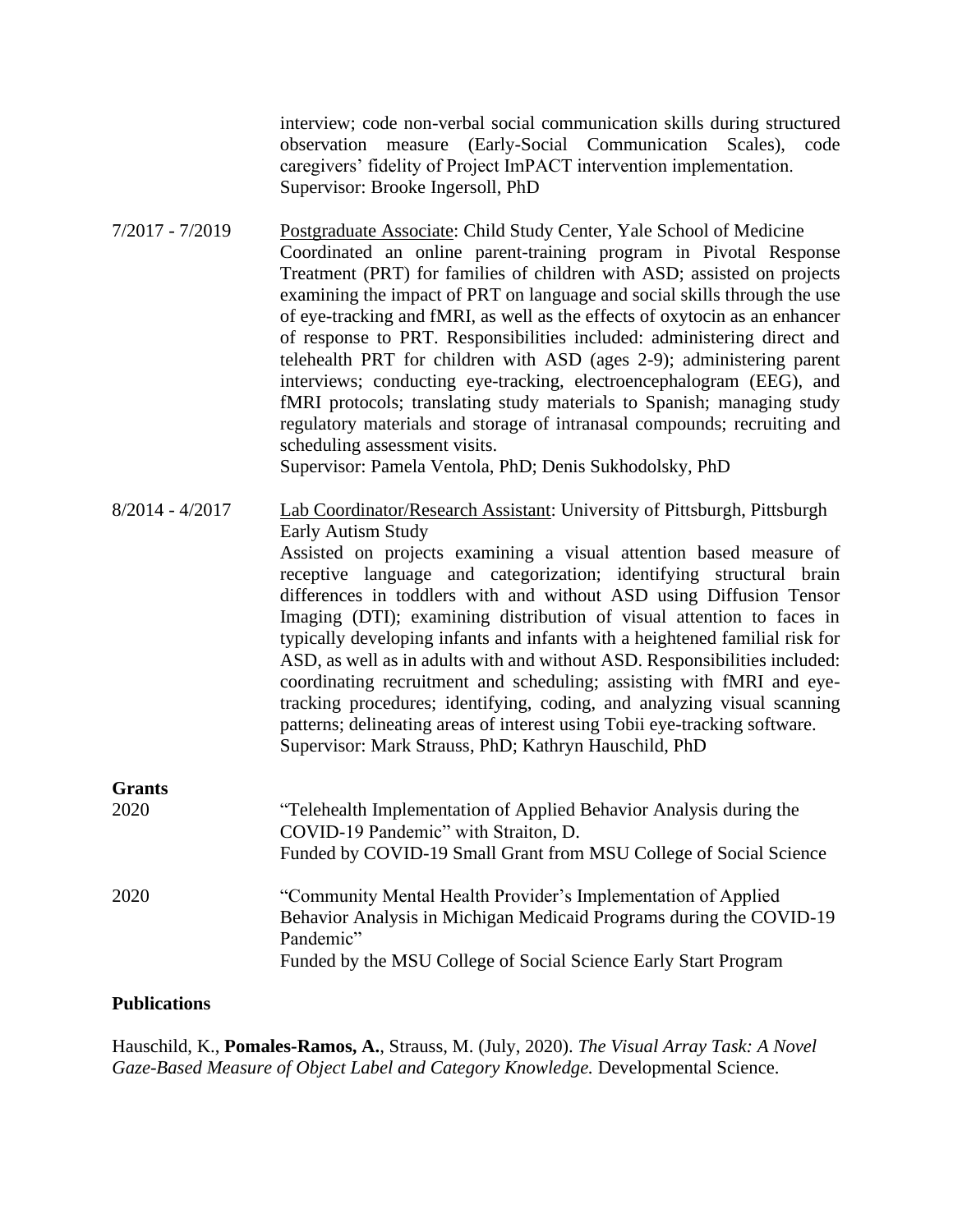interview; code non-verbal social communication skills during structured observation measure (Early-Social Communication Scales), code caregivers' fidelity of Project ImPACT intervention implementation.
Supervisor: Brooke Ingersoll, PhD

7/2017 - 7/2019 Postgraduate Associate: Child Study Center, Yale School of Medicine
Coordinated an online parent-training program in Pivotal Response Treatment (PRT) for families of children with ASD; assisted on projects examining the impact of PRT on language and social skills through the use of eye-tracking and fMRI, as well as the effects of oxytocin as an enhancer of response to PRT. Responsibilities included: administering direct and telehealth PRT for children with ASD (ages 2-9); administering parent interviews; conducting eye-tracking, electroencephalogram (EEG), and fMRI protocols; translating study materials to Spanish; managing study regulatory materials and storage of intranasal compounds; recruiting and scheduling assessment visits.
Supervisor: Pamela Ventola, PhD; Denis Sukhodolsky, PhD

8/2014 - 4/2017 Lab Coordinator/Research Assistant: University of Pittsburgh, Pittsburgh Early Autism Study
Assisted on projects examining a visual attention based measure of receptive language and categorization; identifying structural brain differences in toddlers with and without ASD using Diffusion Tensor Imaging (DTI); examining distribution of visual attention to faces in typically developing infants and infants with a heightened familial risk for ASD, as well as in adults with and without ASD. Responsibilities included: coordinating recruitment and scheduling; assisting with fMRI and eye-tracking procedures; identifying, coding, and analyzing visual scanning patterns; delineating areas of interest using Tobii eye-tracking software.
Supervisor: Mark Strauss, PhD; Kathryn Hauschild, PhD

**Grants**

2020 "Telehealth Implementation of Applied Behavior Analysis during the COVID-19 Pandemic" with Straiton, D.
Funded by COVID-19 Small Grant from MSU College of Social Science

2020 "Community Mental Health Provider's Implementation of Applied Behavior Analysis in Michigan Medicaid Programs during the COVID-19 Pandemic"
Funded by the MSU College of Social Science Early Start Program

**Publications**

Hauschild, K., **Pomales-Ramos, A.**, Strauss, M. (July, 2020). *The Visual Array Task: A Novel Gaze-Based Measure of Object Label and Category Knowledge.* Developmental Science.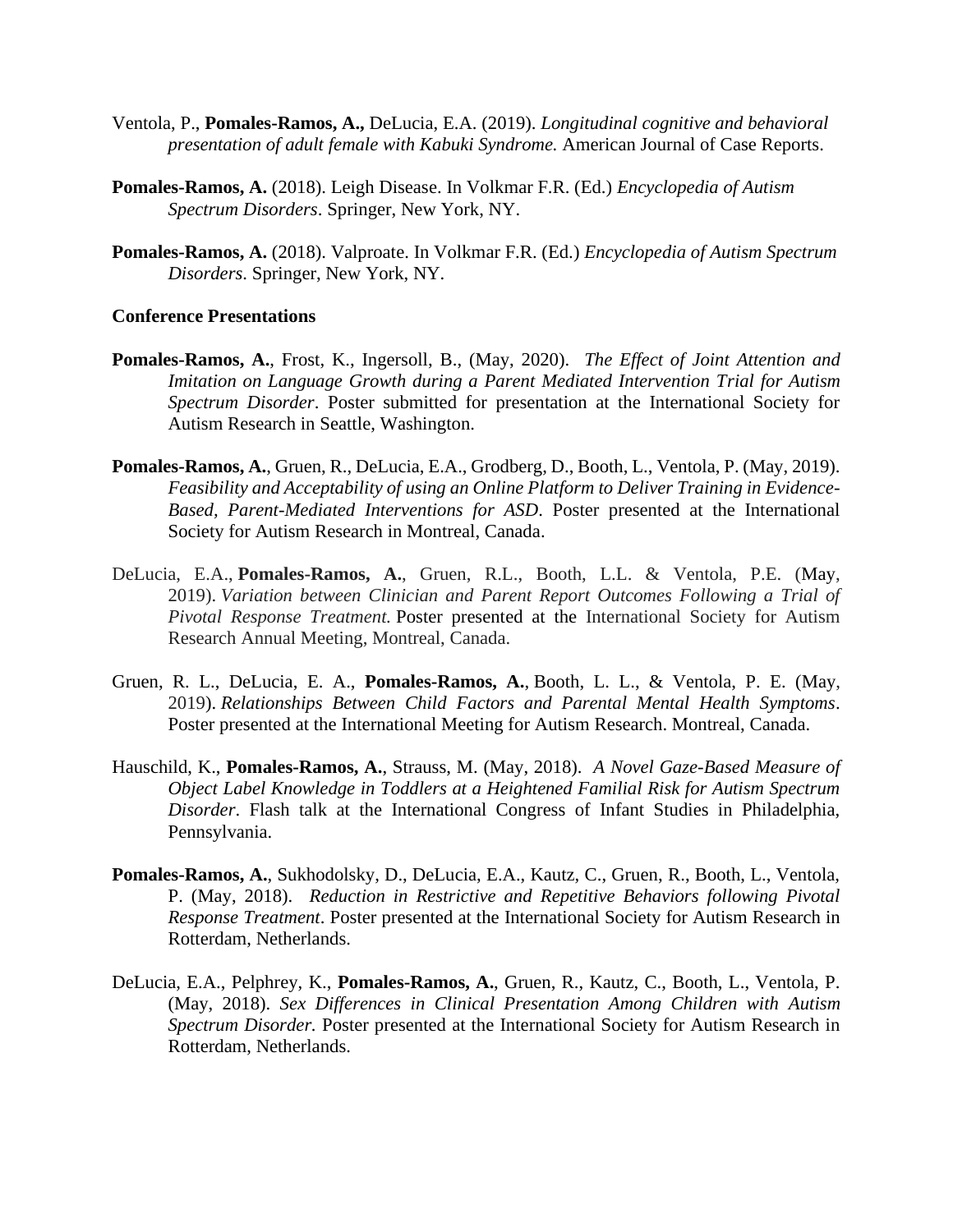Ventola, P., **Pomales-Ramos, A.,** DeLucia, E.A. (2019). *Longitudinal cognitive and behavioral presentation of adult female with Kabuki Syndrome.* American Journal of Case Reports.

**Pomales-Ramos, A.** (2018). Leigh Disease. In Volkmar F.R. (Ed.) *Encyclopedia of Autism Spectrum Disorders*. Springer, New York, NY.

**Pomales-Ramos, A.** (2018). Valproate. In Volkmar F.R. (Ed.) *Encyclopedia of Autism Spectrum Disorders*. Springer, New York, NY.

**Conference Presentations**

**Pomales-Ramos, A.**, Frost, K., Ingersoll, B., (May, 2020). *The Effect of Joint Attention and Imitation on Language Growth during a Parent Mediated Intervention Trial for Autism Spectrum Disorder*. Poster submitted for presentation at the International Society for Autism Research in Seattle, Washington.

**Pomales-Ramos, A.**, Gruen, R., DeLucia, E.A., Grodberg, D., Booth, L., Ventola, P. (May, 2019). *Feasibility and Acceptability of using an Online Platform to Deliver Training in Evidence-Based, Parent-Mediated Interventions for ASD*. Poster presented at the International Society for Autism Research in Montreal, Canada.

DeLucia, E.A., **Pomales-Ramos, A.**, Gruen, R.L., Booth, L.L. & Ventola, P.E. (May, 2019). *Variation between Clinician and Parent Report Outcomes Following a Trial of Pivotal Response Treatment.* Poster presented at the International Society for Autism Research Annual Meeting, Montreal, Canada.

Gruen, R. L., DeLucia, E. A., **Pomales-Ramos, A.**, Booth, L. L., & Ventola, P. E. (May, 2019). *Relationships Between Child Factors and Parental Mental Health Symptoms*. Poster presented at the International Meeting for Autism Research. Montreal, Canada.

Hauschild, K., **Pomales-Ramos, A.**, Strauss, M. (May, 2018). *A Novel Gaze-Based Measure of Object Label Knowledge in Toddlers at a Heightened Familial Risk for Autism Spectrum Disorder*. Flash talk at the International Congress of Infant Studies in Philadelphia, Pennsylvania.

**Pomales-Ramos, A.**, Sukhodolsky, D., DeLucia, E.A., Kautz, C., Gruen, R., Booth, L., Ventola, P. (May, 2018). *Reduction in Restrictive and Repetitive Behaviors following Pivotal Response Treatment*. Poster presented at the International Society for Autism Research in Rotterdam, Netherlands.

DeLucia, E.A., Pelphrey, K., **Pomales-Ramos, A.**, Gruen, R., Kautz, C., Booth, L., Ventola, P. (May, 2018). *Sex Differences in Clinical Presentation Among Children with Autism Spectrum Disorder.* Poster presented at the International Society for Autism Research in Rotterdam, Netherlands.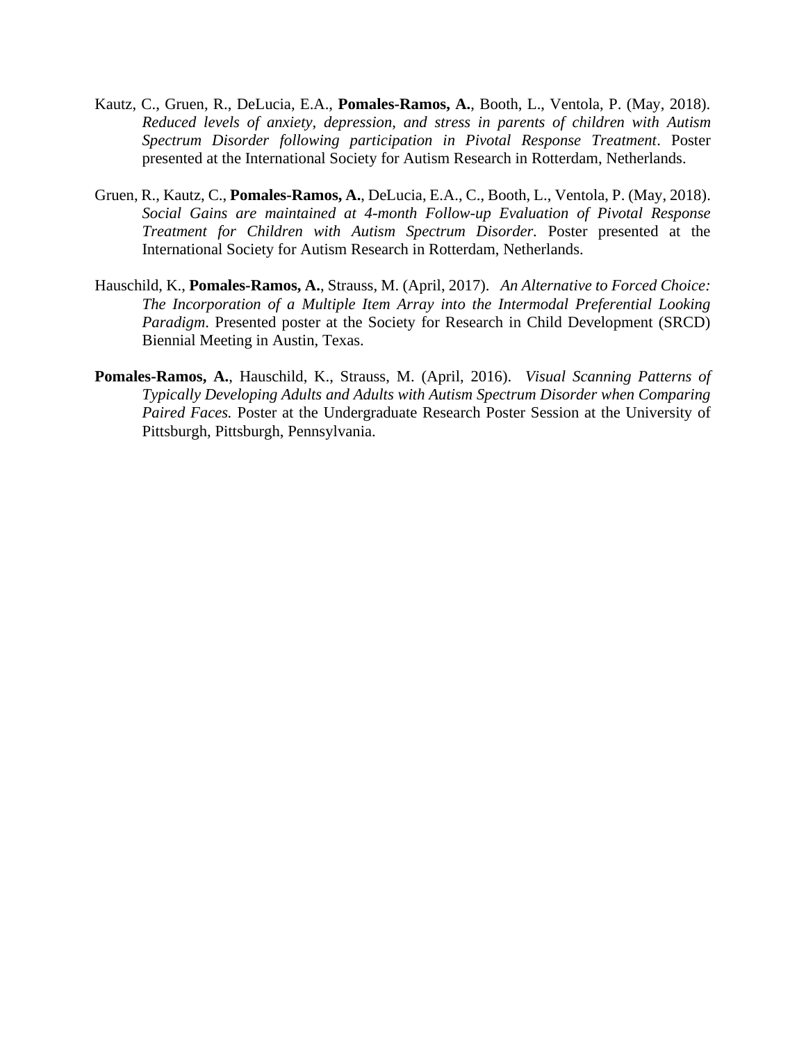Kautz, C., Gruen, R., DeLucia, E.A., **Pomales-Ramos, A.**, Booth, L., Ventola, P. (May, 2018). *Reduced levels of anxiety, depression, and stress in parents of children with Autism Spectrum Disorder following participation in Pivotal Response Treatment*. Poster presented at the International Society for Autism Research in Rotterdam, Netherlands.

Gruen, R., Kautz, C., **Pomales-Ramos, A.**, DeLucia, E.A., C., Booth, L., Ventola, P. (May, 2018). *Social Gains are maintained at 4-month Follow-up Evaluation of Pivotal Response Treatment for Children with Autism Spectrum Disorder*. Poster presented at the International Society for Autism Research in Rotterdam, Netherlands.

Hauschild, K., **Pomales-Ramos, A.**, Strauss, M. (April, 2017). *An Alternative to Forced Choice: The Incorporation of a Multiple Item Array into the Intermodal Preferential Looking Paradigm*. Presented poster at the Society for Research in Child Development (SRCD) Biennial Meeting in Austin, Texas.

**Pomales-Ramos, A.**, Hauschild, K., Strauss, M. (April, 2016). *Visual Scanning Patterns of Typically Developing Adults and Adults with Autism Spectrum Disorder when Comparing Paired Faces.* Poster at the Undergraduate Research Poster Session at the University of Pittsburgh, Pittsburgh, Pennsylvania.